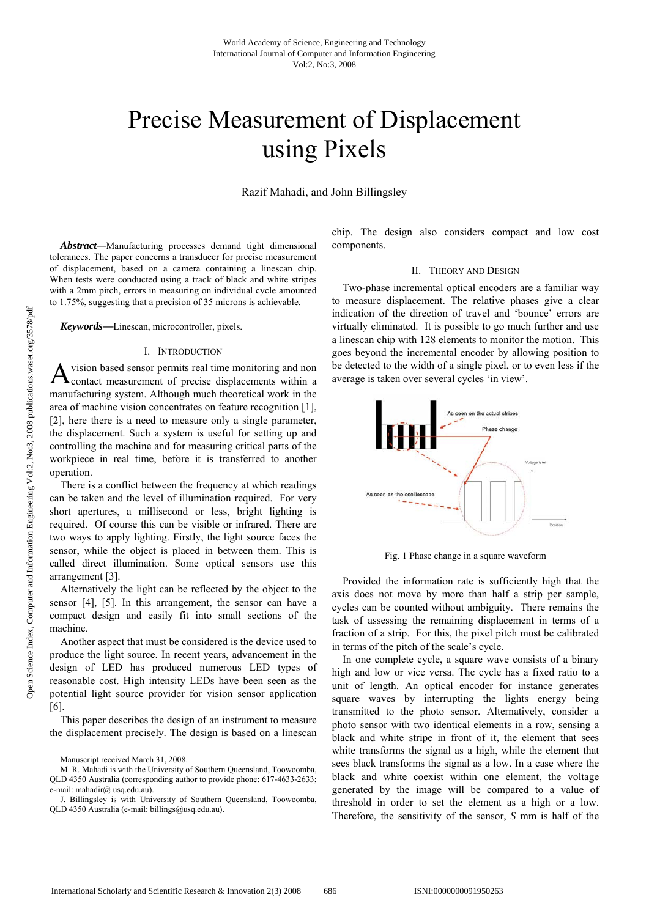# Precise Measurement of Displacement using Pixels

Razif Mahadi, and John Billingsley

***Abstract*—**Manufacturing processes demand tight dimensional tolerances. The paper concerns a transducer for precise measurement of displacement, based on a camera containing a linescan chip. When tests were conducted using a track of black and white stripes with a 2mm pitch, errors in measuring on individual cycle amounted to 1.75%, suggesting that a precision of 35 microns is achievable.

***Keywords*—**Linescan, microcontroller, pixels.

## I. Introduction

A vision based sensor permits real time monitoring and non contact measurement of precise displacements within a manufacturing system. Although much theoretical work in the area of machine vision concentrates on feature recognition [1], [2], here there is a need to measure only a single parameter, the displacement. Such a system is useful for setting up and controlling the machine and for measuring critical parts of the workpiece in real time, before it is transferred to another operation.

There is a conflict between the frequency at which readings can be taken and the level of illumination required. For very short apertures, a millisecond or less, bright lighting is required. Of course this can be visible or infrared. There are two ways to apply lighting. Firstly, the light source faces the sensor, while the object is placed in between them. This is called direct illumination. Some optical sensors use this arrangement [3].

Alternatively the light can be reflected by the object to the sensor [4], [5]. In this arrangement, the sensor can have a compact design and easily fit into small sections of the machine.

Another aspect that must be considered is the device used to produce the light source. In recent years, advancement in the design of LED has produced numerous LED types of reasonable cost. High intensity LEDs have been seen as the potential light source provider for vision sensor application [6].

This paper describes the design of an instrument to measure the displacement precisely. The design is based on a linescan chip. The design also considers compact and low cost components.

Manuscript received March 31, 2008.

M. R. Mahadi is with the University of Southern Queensland, Toowoomba, QLD 4350 Australia (corresponding author to provide phone: 617-4633-2633; e-mail: mahadir@ usq.edu.au).

J. Billingsley is with University of Southern Queensland, Toowoomba, QLD 4350 Australia (e-mail: billings@usq.edu.au).

## II. Theory and Design

Two-phase incremental optical encoders are a familiar way to measure displacement. The relative phases give a clear indication of the direction of travel and 'bounce' errors are virtually eliminated. It is possible to go much further and use a linescan chip with 128 elements to monitor the motion. This goes beyond the incremental encoder by allowing position to be detected to the width of a single pixel, or to even less if the average is taken over several cycles 'in view'.

Fig. 1 Phase change in a square waveform

Provided the information rate is sufficiently high that the axis does not move by more than half a strip per sample, cycles can be counted without ambiguity. There remains the task of assessing the remaining displacement in terms of a fraction of a strip. For this, the pixel pitch must be calibrated in terms of the pitch of the scale's cycle.

In one complete cycle, a square wave consists of a binary high and low or vice versa. The cycle has a fixed ratio to a unit of length. An optical encoder for instance generates square waves by interrupting the lights energy being transmitted to the photo sensor. Alternatively, consider a photo sensor with two identical elements in a row, sensing a black and white stripe in front of it, the element that sees white transforms the signal as a high, while the element that sees black transforms the signal as a low. In a case where the black and white coexist within one element, the voltage generated by the image will be compared to a value of threshold in order to set the element as a high or a low. Therefore, the sensitivity of the sensor, *S* mm is half of the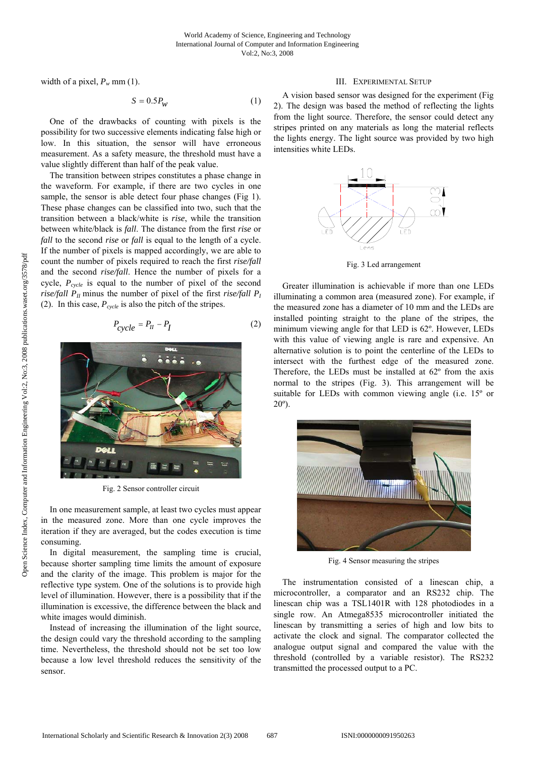width of a pixel, $P_w$ mm (1).

$$S = 0.5P_W \tag{1}$$

One of the drawbacks of counting with pixels is the possibility for two successive elements indicating false high or low. In this situation, the sensor will have erroneous measurement. As a safety measure, the threshold must have a value slightly different than half of the peak value.

The transition between stripes constitutes a phase change in the waveform. For example, if there are two cycles in one sample, the sensor is able detect four phase changes (Fig 1). These phase changes can be classified into two, such that the transition between a black/white is *rise*, while the transition between white/black is *fall*. The distance from the first *rise* or *fall* to the second *rise* or *fall* is equal to the length of a cycle. If the number of pixels is mapped accordingly, we are able to count the number of pixels required to reach the first *rise/fall* and the second *rise/fall*. Hence the number of pixels for a cycle, $P_{cycle}$ is equal to the number of pixel of the second *rise/fall* $P_{II}$ minus the number of pixel of the first *rise/fall* $P_I$ (2). In this case, $P_{cycle}$ is also the pitch of the stripes.

$$P_{cycle} = P_{II} - P_I \tag{2}$$

Fig. 2 Sensor controller circuit

In one measurement sample, at least two cycles must appear in the measured zone. More than one cycle improves the iteration if they are averaged, but the codes execution is time consuming.

In digital measurement, the sampling time is crucial, because shorter sampling time limits the amount of exposure and the clarity of the image. This problem is major for the reflective type system. One of the solutions is to provide high level of illumination. However, there is a possibility that if the illumination is excessive, the difference between the black and white images would diminish.

Instead of increasing the illumination of the light source, the design could vary the threshold according to the sampling time. Nevertheless, the threshold should not be set too low because a low level threshold reduces the sensitivity of the sensor.

## III. Experimental Setup

A vision based sensor was designed for the experiment (Fig 2). The design was based the method of reflecting the lights from the light source. Therefore, the sensor could detect any stripes printed on any materials as long the material reflects the lights energy. The light source was provided by two high intensities white LEDs.

Fig. 3 Led arrangement

Greater illumination is achievable if more than one LEDs illuminating a common area (measured zone). For example, if the measured zone has a diameter of 10 mm and the LEDs are installed pointing straight to the plane of the stripes, the minimum viewing angle for that LED is 62º. However, LEDs with this value of viewing angle is rare and expensive. An alternative solution is to point the centerline of the LEDs to intersect with the furthest edge of the measured zone. Therefore, the LEDs must be installed at 62º from the axis normal to the stripes (Fig. 3). This arrangement will be suitable for LEDs with common viewing angle (i.e. 15º or 20º).

Fig. 4 Sensor measuring the stripes

The instrumentation consisted of a linescan chip, a microcontroller, a comparator and an RS232 chip. The linescan chip was a TSL1401R with 128 photodiodes in a single row. An Atmega8535 microcontroller initiated the linescan by transmitting a series of high and low bits to activate the clock and signal. The comparator collected the analogue output signal and compared the value with the threshold (controlled by a variable resistor). The RS232 transmitted the processed output to a PC.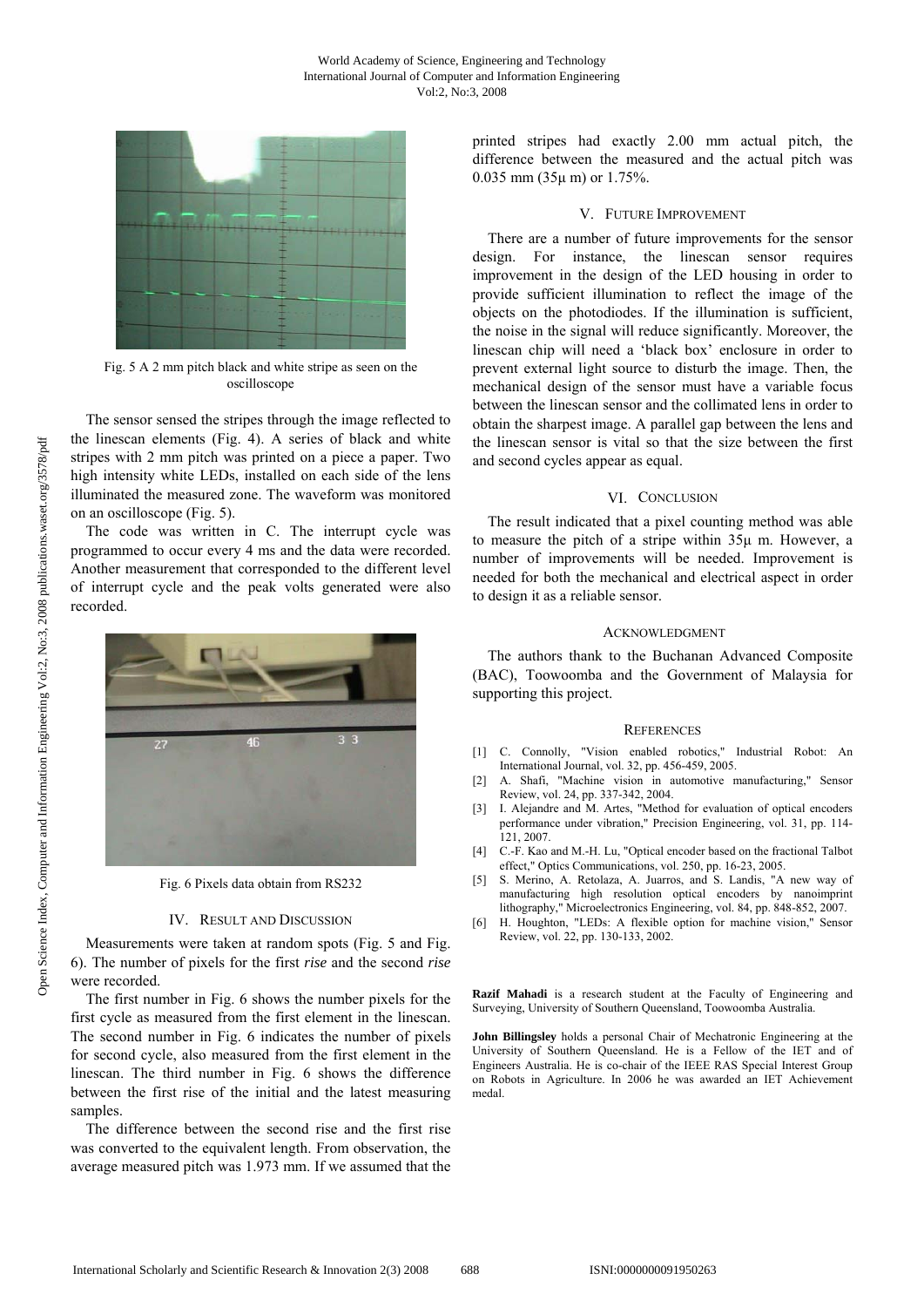Fig. 5 A 2 mm pitch black and white stripe as seen on the oscilloscope

The sensor sensed the stripes through the image reflected to the linescan elements (Fig. 4). A series of black and white stripes with 2 mm pitch was printed on a piece a paper. Two high intensity white LEDs, installed on each side of the lens illuminated the measured zone. The waveform was monitored on an oscilloscope (Fig. 5).

The code was written in C. The interrupt cycle was programmed to occur every 4 ms and the data were recorded. Another measurement that corresponded to the different level of interrupt cycle and the peak volts generated were also recorded.

Fig. 6 Pixels data obtain from RS232

## IV. Result and Discussion

Measurements were taken at random spots (Fig. 5 and Fig. 6). The number of pixels for the first *rise* and the second *rise* were recorded.

The first number in Fig. 6 shows the number pixels for the first cycle as measured from the first element in the linescan. The second number in Fig. 6 indicates the number of pixels for second cycle, also measured from the first element in the linescan. The third number in Fig. 6 shows the difference between the first rise of the initial and the latest measuring samples.

The difference between the second rise and the first rise was converted to the equivalent length. From observation, the average measured pitch was 1.973 mm. If we assumed that the printed stripes had exactly 2.00 mm actual pitch, the difference between the measured and the actual pitch was 0.035 mm (35μ m) or 1.75%.

## V. Future Improvement

There are a number of future improvements for the sensor design. For instance, the linescan sensor requires improvement in the design of the LED housing in order to provide sufficient illumination to reflect the image of the objects on the photodiodes. If the illumination is sufficient, the noise in the signal will reduce significantly. Moreover, the linescan chip will need a 'black box' enclosure in order to prevent external light source to disturb the image. Then, the mechanical design of the sensor must have a variable focus between the linescan sensor and the collimated lens in order to obtain the sharpest image. A parallel gap between the lens and the linescan sensor is vital so that the size between the first and second cycles appear as equal.

## VI. Conclusion

The result indicated that a pixel counting method was able to measure the pitch of a stripe within 35μ m. However, a number of improvements will be needed. Improvement is needed for both the mechanical and electrical aspect in order to design it as a reliable sensor.

## Acknowledgment

The authors thank to the Buchanan Advanced Composite (BAC), Toowoomba and the Government of Malaysia for supporting this project.

## References

[1] C. Connolly, "Vision enabled robotics," Industrial Robot: An International Journal, vol. 32, pp. 456-459, 2005.

[2] A. Shafi, "Machine vision in automotive manufacturing," Sensor Review, vol. 24, pp. 337-342, 2004.

[3] I. Alejandre and M. Artes, "Method for evaluation of optical encoders performance under vibration," Precision Engineering, vol. 31, pp. 114-121, 2007.

[4] C.-F. Kao and M.-H. Lu, "Optical encoder based on the fractional Talbot effect," Optics Communications, vol. 250, pp. 16-23, 2005.

[5] S. Merino, A. Retolaza, A. Juarros, and S. Landis, "A new way of manufacturing high resolution optical encoders by nanoimprint lithography," Microelectronics Engineering, vol. 84, pp. 848-852, 2007.

[6] H. Houghton, "LEDs: A flexible option for machine vision," Sensor Review, vol. 22, pp. 130-133, 2002.

**Razif Mahadi** is a research student at the Faculty of Engineering and Surveying, University of Southern Queensland, Toowoomba Australia.

**John Billingsley** holds a personal Chair of Mechatronic Engineering at the University of Southern Queensland. He is a Fellow of the IET and of Engineers Australia. He is co-chair of the IEEE RAS Special Interest Group on Robots in Agriculture. In 2006 he was awarded an IET Achievement medal.